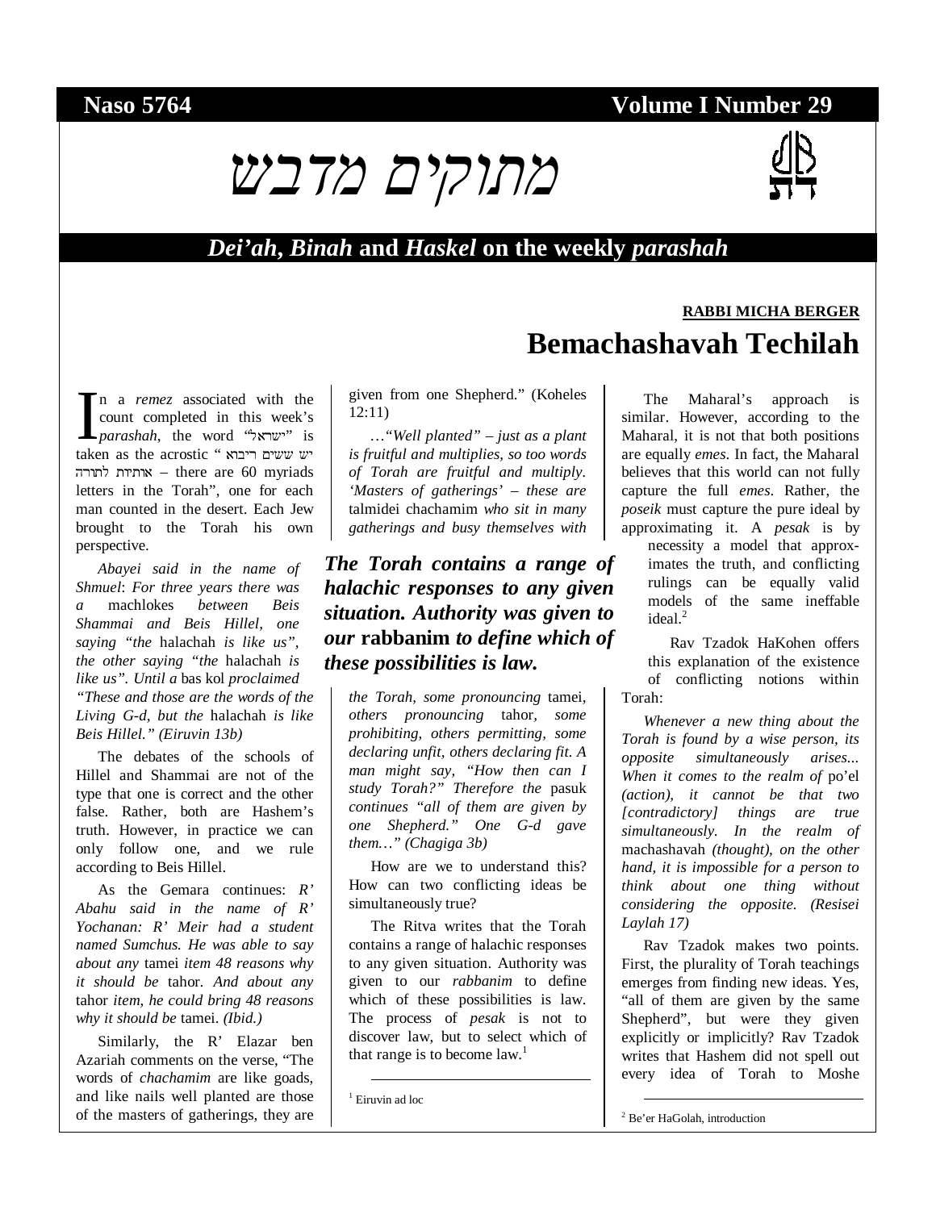Naso 5764 — Volume I Number 29

# מתוקים מדבש

## *Dei'ah*, *Binah* and *Haskel* on the weekly *parashah*

**RABBI MICHA BERGER**

# Bemachashavah Techilah

In a *remez* associated with the count completed in this week's *parashah*, the word "ישראל" is taken as the acrostic "יש ששים ריבוא אותיות לתורה – there are 60 myriads letters in the Torah", one for each man counted in the desert. Each Jew brought to the Torah his own perspective.

*Abayei said in the name of Shmuel: For three years there was a* machlokes *between Beis Shammai and Beis Hillel, one saying "the* halachah *is like us", the other saying "the* halachah *is like us". Until a* bas kol *proclaimed "These and those are the words of the Living G-d, but the* halachah *is like Beis Hillel." (Eiruvin 13b)*

The debates of the schools of Hillel and Shammai are not of the type that one is correct and the other false. Rather, both are Hashem's truth. However, in practice we can only follow one, and we rule according to Beis Hillel.

As the Gemara continues: *R' Abahu said in the name of R' Yochanan: R' Meir had a student named Sumchus. He was able to say about any* tamei *item 48 reasons why it should be* tahor. *And about any* tahor *item, he could bring 48 reasons why it should be* tamei. *(Ibid.)*

Similarly, the R' Elazar ben Azariah comments on the verse, "The words of *chachamim* are like goads, and like nails well planted are those of the masters of gatherings, they are given from one Shepherd." (Koheles 12:11)

*…"Well planted" – just as a plant is fruitful and multiplies, so too words of Torah are fruitful and multiply. 'Masters of gatherings' – these are* talmidei chachamim *who sit in many gatherings and busy themselves with the Torah, some pronouncing* tamei, *others pronouncing* tahor, *some prohibiting, others permitting, some declaring unfit, others declaring fit. A man might say, "How then can I study Torah?" Therefore the* pasuk *continues "all of them are given by one Shepherd." One G-d gave them…" (Chagiga 3b)*

How are we to understand this? How can two conflicting ideas be simultaneously true?

The Ritva writes that the Torah contains a range of halachic responses to any given situation. Authority was given to our *rabbanim* to define which of these possibilities is law. The process of *pesak* is not to discover law, but to select which of that range is to become law.[1]

> ***The Torah contains a range of halachic responses to any given situation. Authority was given to our* rabbanim *to define which of these possibilities is law.***

The Maharal's approach is similar. However, according to the Maharal, it is not that both positions are equally *emes*. In fact, the Maharal believes that this world can not fully capture the full *emes*. Rather, the *poseik* must capture the pure ideal by approximating it. A *pesak* is by necessity a model that approximates the truth, and conflicting rulings can be equally valid models of the same ineffable ideal.[2]

Rav Tzadok HaKohen offers this explanation of the existence of conflicting notions within Torah:

*Whenever a new thing about the Torah is found by a wise person, its opposite simultaneously arises... When it comes to the realm of* po'el *(action), it cannot be that two [contradictory] things are true simultaneously. In the realm of* machashavah *(thought), on the other hand, it is impossible for a person to think about one thing without considering the opposite. (Resisei Laylah 17)*

Rav Tzadok makes two points. First, the plurality of Torah teachings emerges from finding new ideas. Yes, "all of them are given by the same Shepherd", but were they given explicitly or implicitly? Rav Tzadok writes that Hashem did not spell out every idea of Torah to Moshe

---

[1] Eiruvin ad loc

[2] Be'er HaGolah, introduction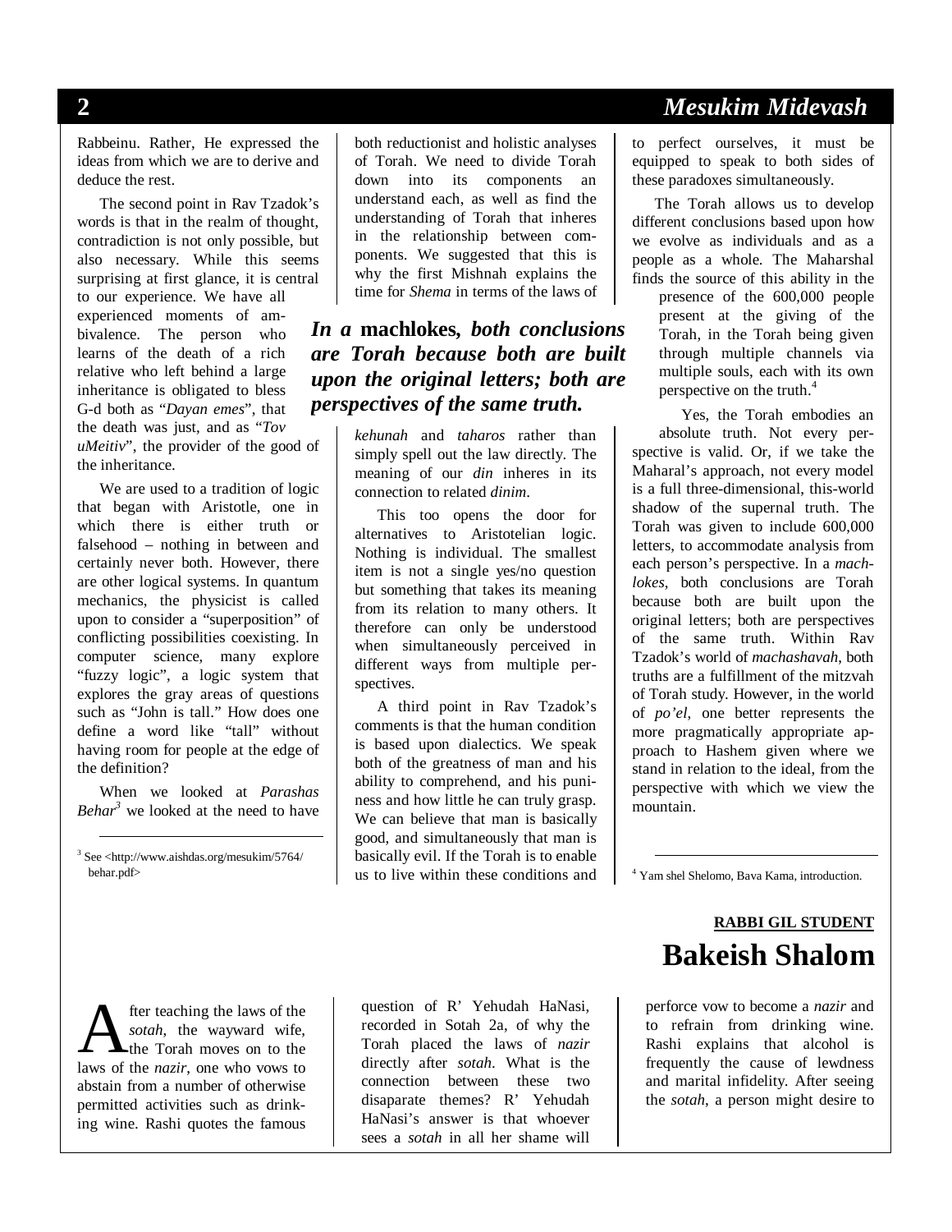Rabbeinu. Rather, He expressed the ideas from which we are to derive and deduce the rest.

The second point in Rav Tzadok's words is that in the realm of thought, contradiction is not only possible, but also necessary. While this seems surprising at first glance, it is central to our experience. We have all experienced moments of ambivalence. The person who learns of the death of a rich relative who left behind a large inheritance is obligated to bless G-d both as "*Dayan emes*", that the death was just, and as "*Tov uMeitiv*", the provider of the good of the inheritance.

We are used to a tradition of logic that began with Aristotle, one in which there is either truth or falsehood – nothing in between and certainly never both. However, there are other logical systems. In quantum mechanics, the physicist is called upon to consider a "superposition" of conflicting possibilities coexisting. In computer science, many explore "fuzzy logic", a logic system that explores the gray areas of questions such as "John is tall." How does one define a word like "tall" without having room for people at the edge of the definition?

When we looked at *Parashas Behar*[3] we looked at the need to have both reductionist and holistic analyses of Torah. We need to divide Torah down into its components an understand each, as well as find the understanding of Torah that inheres in the relationship between components. We suggested that this is why the first Mishnah explains the time for *Shema* in terms of the laws of *kehunah* and *taharos* rather than simply spell out the law directly. The meaning of our *din* inheres in its connection to related *dinim*.

> ***In a* machlokes, *both conclusions are Torah because both are built upon the original letters; both are perspectives of the same truth.***

This too opens the door for alternatives to Aristotelian logic. Nothing is individual. The smallest item is not a single yes/no question but something that takes its meaning from its relation to many others. It therefore can only be understood when simultaneously perceived in different ways from multiple perspectives.

A third point in Rav Tzadok's comments is that the human condition is based upon dialectics. We speak both of the greatness of man and his ability to comprehend, and his puniness and how little he can truly grasp. We can believe that man is basically good, and simultaneously that man is basically evil. If the Torah is to enable us to live within these conditions and to perfect ourselves, it must be equipped to speak to both sides of these paradoxes simultaneously.

The Torah allows us to develop different conclusions based upon how we evolve as individuals and as a people as a whole. The Maharshal finds the source of this ability in the presence of the 600,000 people present at the giving of the Torah, in the Torah being given through multiple channels via multiple souls, each with its own perspective on the truth.[4]

Yes, the Torah embodies an absolute truth. Not every perspective is valid. Or, if we take the Maharal's approach, not every model is a full three-dimensional, this-world shadow of the supernal truth. The Torah was given to include 600,000 letters, to accommodate analysis from each person's perspective. In a *machlokes*, both conclusions are Torah because both are built upon the original letters; both are perspectives of the same truth. Within Rav Tzadok's world of *machashavah*, both truths are a fulfillment of the mitzvah of Torah study. However, in the world of *po'el*, one better represents the more pragmatically appropriate approach to Hashem given where we stand in relation to the ideal, from the perspective with which we view the mountain.

---

[3] See <http://www.aishdas.org/mesukim/5764/behar.pdf>

[4] Yam shel Shelomo, Bava Kama, introduction.

**RABBI GIL STUDENT**

# Bakeish Shalom

After teaching the laws of the *sotah*, the wayward wife, the Torah moves on to the laws of the *nazir*, one who vows to abstain from a number of otherwise permitted activities such as drinking wine. Rashi quotes the famous question of R' Yehudah HaNasi, recorded in Sotah 2a, of why the Torah placed the laws of *nazir* directly after *sotah*. What is the connection between these two disaparate themes? R' Yehudah HaNasi's answer is that whoever sees a *sotah* in all her shame will perforce vow to become a *nazir* and to refrain from drinking wine. Rashi explains that alcohol is frequently the cause of lewdness and marital infidelity. After seeing the *sotah*, a person might desire to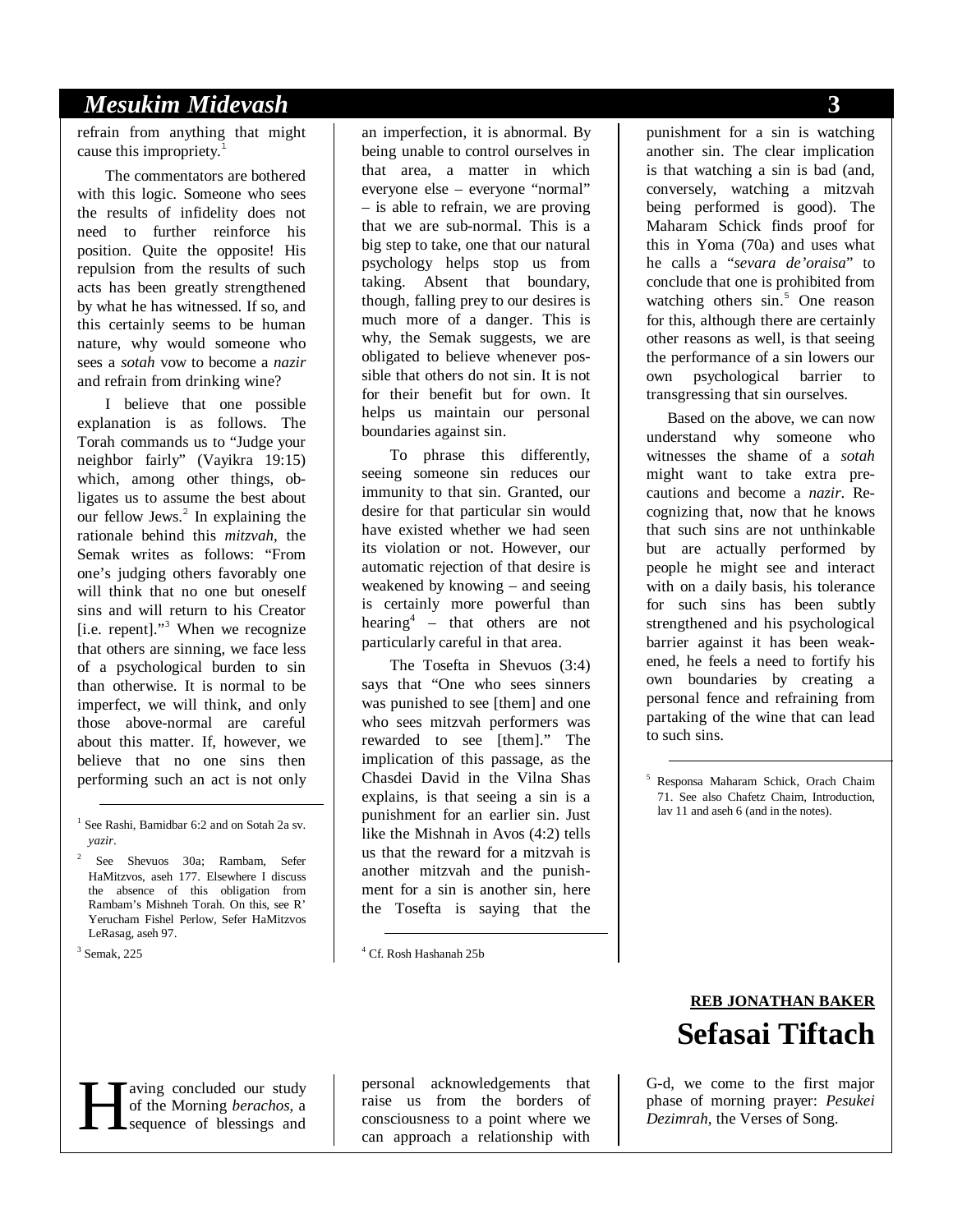refrain from anything that might cause this impropriety.[1]

The commentators are bothered with this logic. Someone who sees the results of infidelity does not need to further reinforce his position. Quite the opposite! His repulsion from the results of such acts has been greatly strengthened by what he has witnessed. If so, and this certainly seems to be human nature, why would someone who sees a *sotah* vow to become a *nazir* and refrain from drinking wine?

I believe that one possible explanation is as follows. The Torah commands us to "Judge your neighbor fairly" (Vayikra 19:15) which, among other things, obligates us to assume the best about our fellow Jews.[2] In explaining the rationale behind this *mitzvah*, the Semak writes as follows: "From one's judging others favorably one will think that no one but oneself sins and will return to his Creator [i.e. repent]."[3] When we recognize that others are sinning, we face less of a psychological burden to sin than otherwise. It is normal to be imperfect, we will think, and only those above-normal are careful about this matter. If, however, we believe that no one sins then performing such an act is not only an imperfection, it is abnormal. By being unable to control ourselves in that area, a matter in which everyone else – everyone "normal" – is able to refrain, we are proving that we are sub-normal. This is a big step to take, one that our natural psychology helps stop us from taking. Absent that boundary, though, falling prey to our desires is much more of a danger. This is why, the Semak suggests, we are obligated to believe whenever possible that others do not sin. It is not for their benefit but for own. It helps us maintain our personal boundaries against sin.

To phrase this differently, seeing someone sin reduces our immunity to that sin. Granted, our desire for that particular sin would have existed whether we had seen its violation or not. However, our automatic rejection of that desire is weakened by knowing – and seeing is certainly more powerful than hearing[4] – that others are not particularly careful in that area.

The Tosefta in Shevuos (3:4) says that "One who sees sinners was punished to see [them] and one who sees mitzvah performers was rewarded to see [them]." The implication of this passage, as the Chasdei David in the Vilna Shas explains, is that seeing a sin is a punishment for an earlier sin. Just like the Mishnah in Avos (4:2) tells us that the reward for a mitzvah is another mitzvah and the punishment for a sin is another sin, here the Tosefta is saying that the punishment for a sin is watching another sin. The clear implication is that watching a sin is bad (and, conversely, watching a mitzvah being performed is good). The Maharam Schick finds proof for this in Yoma (70a) and uses what he calls a "*sevara de'oraisa*" to conclude that one is prohibited from watching others sin.[5] One reason for this, although there are certainly other reasons as well, is that seeing the performance of a sin lowers our own psychological barrier to transgressing that sin ourselves.

Based on the above, we can now understand why someone who witnesses the shame of a *sotah* might want to take extra precautions and become a *nazir*. Recognizing that, now that he knows that such sins are not unthinkable but are actually performed by people he might see and interact with on a daily basis, his tolerance for such sins has been subtly strengthened and his psychological barrier against it has been weakened, he feels a need to fortify his own boundaries by creating a personal fence and refraining from partaking of the wine that can lead to such sins.

---

[1] See Rashi, Bamidbar 6:2 and on Sotah 2a sv. *yazir*.

[2] See Shevuos 30a; Rambam, Sefer HaMitzvos, aseh 177. Elsewhere I discuss the absence of this obligation from Rambam's Mishneh Torah. On this, see R' Yerucham Fishel Perlow, Sefer HaMitzvos LeRasag, aseh 97.

[3] Semak, 225

[4] Cf. Rosh Hashanah 25b

[5] Responsa Maharam Schick, Orach Chaim 71. See also Chafetz Chaim, Introduction, lav 11 and aseh 6 (and in the notes).

**REB JONATHAN BAKER**

# Sefasai Tiftach

Having concluded our study of the Morning *berachos*, a sequence of blessings and personal acknowledgements that raise us from the borders of consciousness to a point where we can approach a relationship with G-d, we come to the first major phase of morning prayer: *Pesukei Dezimrah*, the Verses of Song.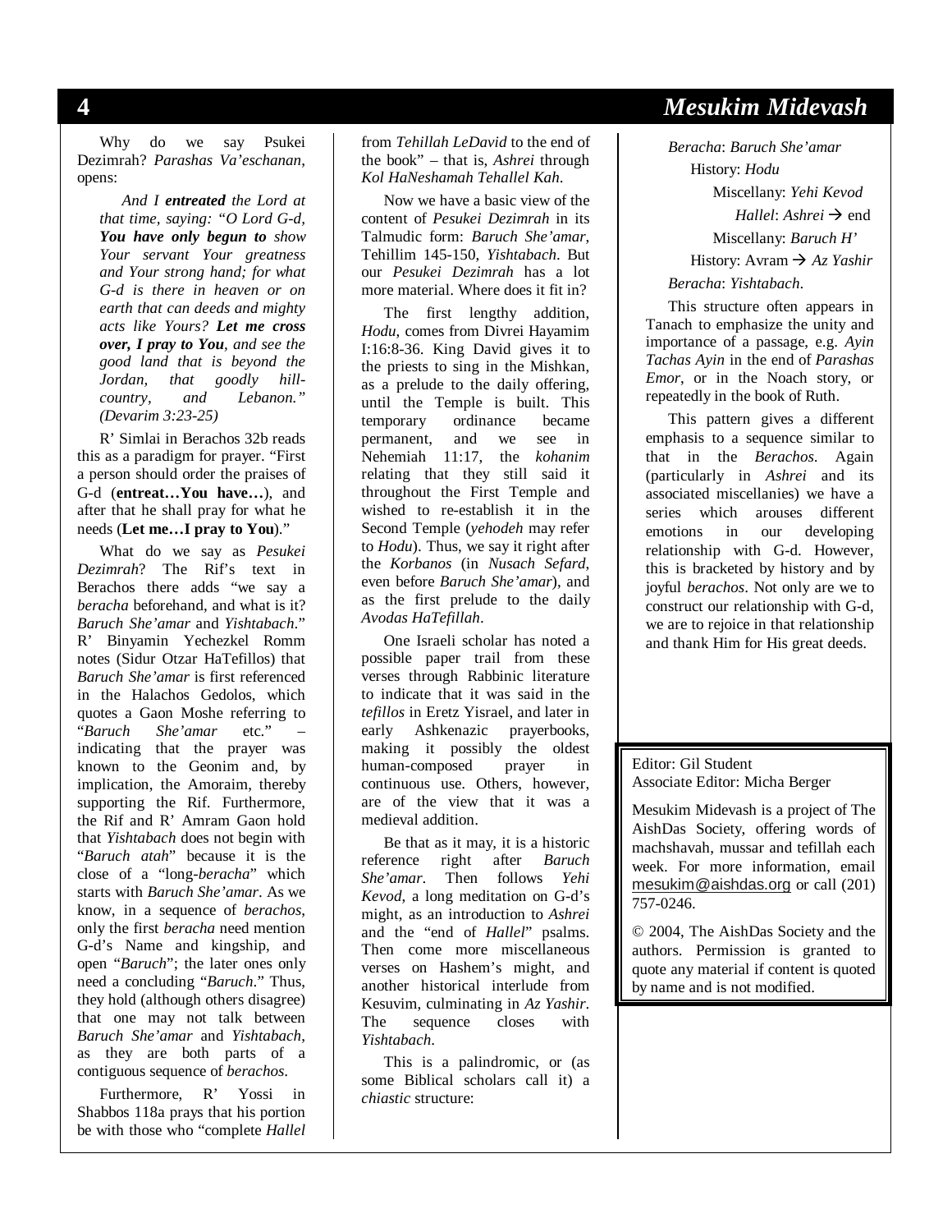Why do we say Psukei Dezimrah? *Parashas Va'eschanan*, opens:

> *And I* ***entreated*** *the Lord at that time, saying: "O Lord G-d,* ***You have only begun to*** *show Your servant Your greatness and Your strong hand; for what G-d is there in heaven or on earth that can deeds and mighty acts like Yours?* ***Let me cross over, I pray to You****, and see the good land that is beyond the Jordan, that goodly hill-country, and Lebanon." (Devarim 3:23-25)*

R' Simlai in Berachos 32b reads this as a paradigm for prayer. "First a person should order the praises of G-d (**entreat…You have…**), and after that he shall pray for what he needs (**Let me…I pray to You**)."

What do we say as *Pesukei Dezimrah*? The Rif's text in Berachos there adds "we say a *beracha* beforehand, and what is it? *Baruch She'amar* and *Yishtabach*." R' Binyamin Yechezkel Romm notes (Sidur Otzar HaTefillos) that *Baruch She'amar* is first referenced in the Halachos Gedolos, which quotes a Gaon Moshe referring to "*Baruch She'amar* etc." – indicating that the prayer was known to the Geonim and, by implication, the Amoraim, thereby supporting the Rif. Furthermore, the Rif and R' Amram Gaon hold that *Yishtabach* does not begin with "*Baruch atah*" because it is the close of a "long-*beracha*" which starts with *Baruch She'amar*. As we know, in a sequence of *berachos*, only the first *beracha* need mention G-d's Name and kingship, and open "*Baruch*"; the later ones only need a concluding "*Baruch*." Thus, they hold (although others disagree) that one may not talk between *Baruch She'amar* and *Yishtabach*, as they are both parts of a contiguous sequence of *berachos*.

Furthermore, R' Yossi in Shabbos 118a prays that his portion be with those who "complete *Hallel* from *Tehillah LeDavid* to the end of the book" – that is, *Ashrei* through *Kol HaNeshamah Tehallel Kah*.

Now we have a basic view of the content of *Pesukei Dezimrah* in its Talmudic form: *Baruch She'amar*, Tehillim 145-150, *Yishtabach*. But our *Pesukei Dezimrah* has a lot more material. Where does it fit in?

The first lengthy addition, *Hodu*, comes from Divrei Hayamim I:16:8-36. King David gives it to the priests to sing in the Mishkan, as a prelude to the daily offering, until the Temple is built. This temporary ordinance became permanent, and we see in Nehemiah 11:17, the *kohanim* relating that they still said it throughout the First Temple and wished to re-establish it in the Second Temple (*yehodeh* may refer to *Hodu*). Thus, we say it right after the *Korbanos* (in *Nusach Sefard*, even before *Baruch She'amar*), and as the first prelude to the daily *Avodas HaTefillah*.

One Israeli scholar has noted a possible paper trail from these verses through Rabbinic literature to indicate that it was said in the *tefillos* in Eretz Yisrael, and later in early Ashkenazic prayerbooks, making it possibly the oldest human-composed prayer in continuous use. Others, however, are of the view that it was a medieval addition.

Be that as it may, it is a historic reference right after *Baruch She'amar*. Then follows *Yehi Kevod*, a long meditation on G-d's might, as an introduction to *Ashrei* and the "end of *Hallel*" psalms. Then come more miscellaneous verses on Hashem's might, and another historical interlude from Kesuvim, culminating in *Az Yashir*. The sequence closes with *Yishtabach*.

This is a palindromic, or (as some Biblical scholars call it) a *chiastic* structure:

*Beracha*: *Baruch She'amar*
- History: *Hodu*
  - Miscellany: *Yehi Kevod*
    - *Hallel*: *Ashrei* → end
  - Miscellany: *Baruch H'*
- History: Avram → *Az Yashir*

*Beracha*: *Yishtabach*.

This structure often appears in Tanach to emphasize the unity and importance of a passage, e.g. *Ayin Tachas Ayin* in the end of *Parashas Emor*, or in the Noach story, or repeatedly in the book of Ruth.

This pattern gives a different emphasis to a sequence similar to that in the *Berachos*. Again (particularly in *Ashrei* and its associated miscellanies) we have a series which arouses different emotions in our developing relationship with G-d. However, this is bracketed by history and by joyful *berachos*. Not only are we to construct our relationship with G-d, we are to rejoice in that relationship and thank Him for His great deeds.

---

Editor: Gil Student
Associate Editor: Micha Berger

Mesukim Midevash is a project of The AishDas Society, offering words of machshavah, mussar and tefillah each week. For more information, email mesukim@aishdas.org or call (201) 757-0246.

© 2004, The AishDas Society and the authors. Permission is granted to quote any material if content is quoted by name and is not modified.